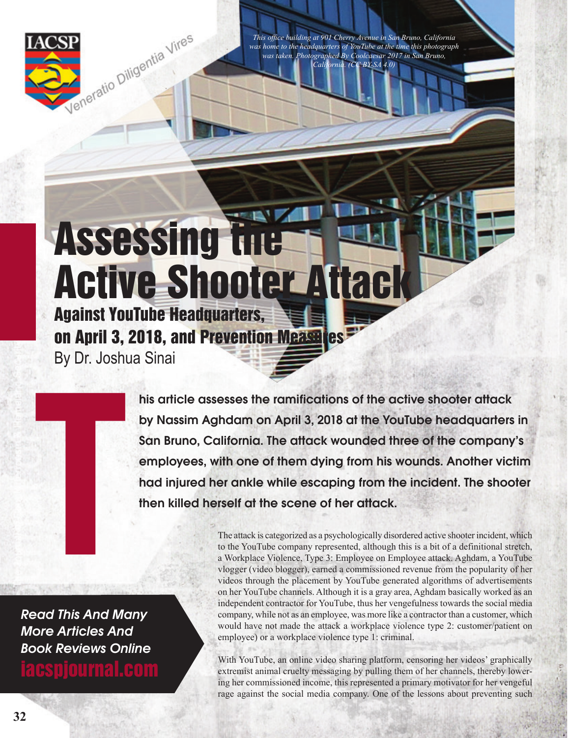*This office building at 901 Cherry Avenue in San Bruno, California was home to the headquarters of YouTube at the time this photograph was taken. Photographed By Coolcaesar 2017 in San Bruno, California. (CC BY-SA 4.0)*

# Assessing the Active Shooter Attack

## Against YouTube Headquarters, on April 3, 2018, and Prevention Measures

By Dr. Joshua Sinai

**This article assesses the ramifications of the active shooter attack by Nassim Aghdam on April 3, 2018 at the YouTube headquarters in San Bruno, California. The attack wounded three of the company's employees, with one of them dying from his wounds. Another victim had injured her ankle while escaping from the incident. The shooter then killed herself at the scene of her attack.**

The attack is categorized as a psychologically disordered active shooter incident, which to the YouTube company represented, although this is a bit of a definitional stretch, a Workplace Violence, Type 3: Employee on Employee attack. Aghdam, a YouTube vlogger (video blogger), earned a commissioned revenue from the popularity of her videos through the placement by YouTube generated algorithms of advertisements on her YouTube channels. Although it is a gray area, Aghdam basically worked as an independent contractor for YouTube, thus her vengefulness towards the social media company, while not as an employee, was more like a contractor than a customer, which would have not made the attack a workplace violence type 2: customer/patient on employee) or a workplace violence type 1: criminal.

With YouTube, an online video sharing platform, censoring her videos' graphically extremist animal cruelty messaging by pulling them of her channels, thereby lowering her commissioned income, this represented a primary motivator for her vengeful rage against the social media company. One of the lessons about preventing such

*Read This And Many More Articles And Book Reviews Online*
**iacspjournal.com**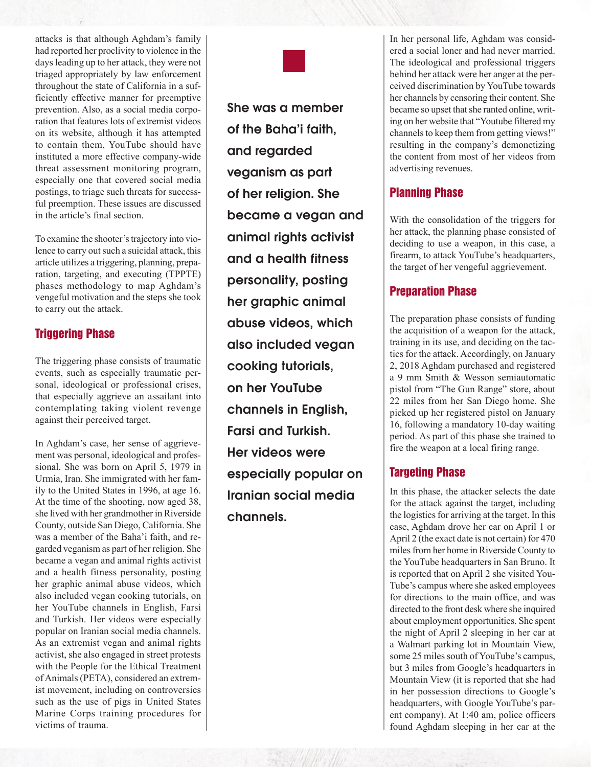attacks is that although Aghdam's family had reported her proclivity to violence in the days leading up to her attack, they were not triaged appropriately by law enforcement throughout the state of California in a sufficiently effective manner for preemptive prevention. Also, as a social media corporation that features lots of extremist videos on its website, although it has attempted to contain them, YouTube should have instituted a more effective company-wide threat assessment monitoring program, especially one that covered social media postings, to triage such threats for successful preemption. These issues are discussed in the article's final section.

To examine the shooter's trajectory into violence to carry out such a suicidal attack, this article utilizes a triggering, planning, preparation, targeting, and executing (TPPTE) phases methodology to map Aghdam's vengeful motivation and the steps she took to carry out the attack.

## Triggering Phase

The triggering phase consists of traumatic events, such as especially traumatic personal, ideological or professional crises, that especially aggrieve an assailant into contemplating taking violent revenge against their perceived target.

In Aghdam's case, her sense of aggrievement was personal, ideological and professional. She was born on April 5, 1979 in Urmia, Iran. She immigrated with her family to the United States in 1996, at age 16. At the time of the shooting, now aged 38, she lived with her grandmother in Riverside County, outside San Diego, California. She was a member of the Baha'i faith, and regarded veganism as part of her religion. She became a vegan and animal rights activist and a health fitness personality, posting her graphic animal abuse videos, which also included vegan cooking tutorials, on her YouTube channels in English, Farsi and Turkish. Her videos were especially popular on Iranian social media channels. As an extremist vegan and animal rights activist, she also engaged in street protests with the People for the Ethical Treatment of Animals (PETA), considered an extremist movement, including on controversies such as the use of pigs in United States Marine Corps training procedures for victims of trauma.

> **She was a member of the Baha'i faith, and regarded veganism as part of her religion. She became a vegan and animal rights activist and a health fitness personality, posting her graphic animal abuse videos, which also included vegan cooking tutorials, on her YouTube channels in English, Farsi and Turkish. Her videos were especially popular on Iranian social media channels.**

In her personal life, Aghdam was considered a social loner and had never married. The ideological and professional triggers behind her attack were her anger at the perceived discrimination by YouTube towards her channels by censoring their content. She became so upset that she ranted online, writing on her website that "Youtube filtered my channels to keep them from getting views!" resulting in the company's demonetizing the content from most of her videos from advertising revenues.

## Planning Phase

With the consolidation of the triggers for her attack, the planning phase consisted of deciding to use a weapon, in this case, a firearm, to attack YouTube's headquarters, the target of her vengeful aggrievement.

## Preparation Phase

The preparation phase consists of funding the acquisition of a weapon for the attack, training in its use, and deciding on the tactics for the attack. Accordingly, on January 2, 2018 Aghdam purchased and registered a 9 mm Smith & Wesson semiautomatic pistol from "The Gun Range" store, about 22 miles from her San Diego home. She picked up her registered pistol on January 16, following a mandatory 10-day waiting period. As part of this phase she trained to fire the weapon at a local firing range.

## Targeting Phase

In this phase, the attacker selects the date for the attack against the target, including the logistics for arriving at the target. In this case, Aghdam drove her car on April 1 or April 2 (the exact date is not certain) for 470 miles from her home in Riverside County to the YouTube headquarters in San Bruno. It is reported that on April 2 she visited YouTube's campus where she asked employees for directions to the main office, and was directed to the front desk where she inquired about employment opportunities. She spent the night of April 2 sleeping in her car at a Walmart parking lot in Mountain View, some 25 miles south of YouTube's campus, but 3 miles from Google's headquarters in Mountain View (it is reported that she had in her possession directions to Google's headquarters, with Google YouTube's parent company). At 1:40 am, police officers found Aghdam sleeping in her car at the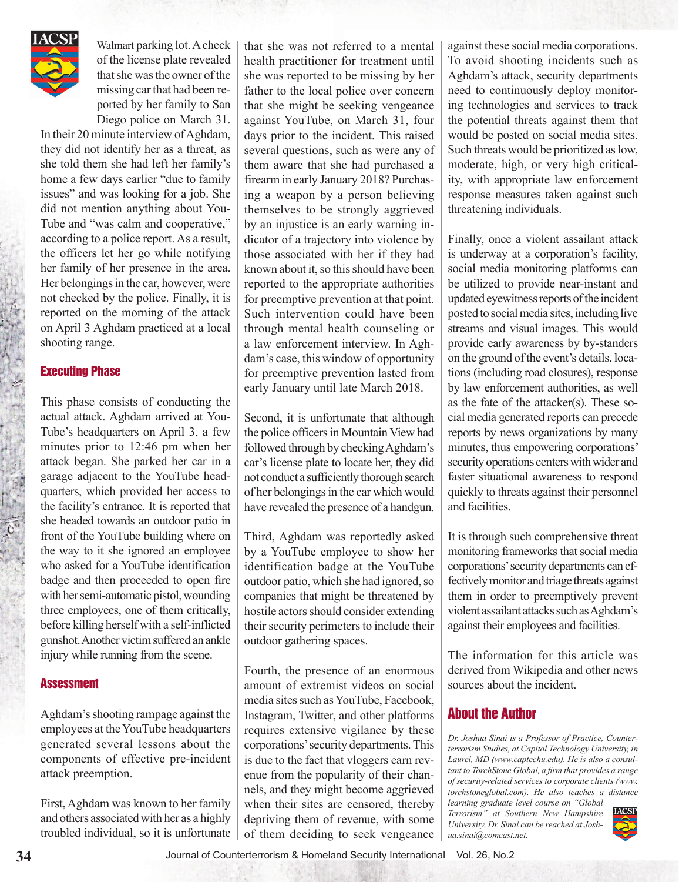Walmart parking lot. A check of the license plate revealed that she was the owner of the missing car that had been reported by her family to San Diego police on March 31. In their 20 minute interview of Aghdam, they did not identify her as a threat, as she told them she had left her family's home a few days earlier "due to family issues" and was looking for a job. She did not mention anything about YouTube and "was calm and cooperative," according to a police report. As a result, the officers let her go while notifying her family of her presence in the area. Her belongings in the car, however, were not checked by the police. Finally, it is reported on the morning of the attack on April 3 Aghdam practiced at a local shooting range.

## Executing Phase

This phase consists of conducting the actual attack. Aghdam arrived at YouTube's headquarters on April 3, a few minutes prior to 12:46 pm when her attack began. She parked her car in a garage adjacent to the YouTube headquarters, which provided her access to the facility's entrance. It is reported that she headed towards an outdoor patio in front of the YouTube building where on the way to it she ignored an employee who asked for a YouTube identification badge and then proceeded to open fire with her semi-automatic pistol, wounding three employees, one of them critically, before killing herself with a self-inflicted gunshot. Another victim suffered an ankle injury while running from the scene.

## Assessment

Aghdam's shooting rampage against the employees at the YouTube headquarters generated several lessons about the components of effective pre-incident attack preemption.

First, Aghdam was known to her family and others associated with her as a highly troubled individual, so it is unfortunate that she was not referred to a mental health practitioner for treatment until she was reported to be missing by her father to the local police over concern that she might be seeking vengeance against YouTube, on March 31, four days prior to the incident. This raised several questions, such as were any of them aware that she had purchased a firearm in early January 2018? Purchasing a weapon by a person believing themselves to be strongly aggrieved by an injustice is an early warning indicator of a trajectory into violence by those associated with her if they had known about it, so this should have been reported to the appropriate authorities for preemptive prevention at that point. Such intervention could have been through mental health counseling or a law enforcement interview. In Aghdam's case, this window of opportunity for preemptive prevention lasted from early January until late March 2018.

Second, it is unfortunate that although the police officers in Mountain View had followed through by checking Aghdam's car's license plate to locate her, they did not conduct a sufficiently thorough search of her belongings in the car which would have revealed the presence of a handgun.

Third, Aghdam was reportedly asked by a YouTube employee to show her identification badge at the YouTube outdoor patio, which she had ignored, so companies that might be threatened by hostile actors should consider extending their security perimeters to include their outdoor gathering spaces.

Fourth, the presence of an enormous amount of extremist videos on social media sites such as YouTube, Facebook, Instagram, Twitter, and other platforms requires extensive vigilance by these corporations' security departments. This is due to the fact that vloggers earn revenue from the popularity of their channels, and they might become aggrieved when their sites are censored, thereby depriving them of revenue, with some of them deciding to seek vengeance against these social media corporations. To avoid shooting incidents such as Aghdam's attack, security departments need to continuously deploy monitoring technologies and services to track the potential threats against them that would be posted on social media sites. Such threats would be prioritized as low, moderate, high, or very high criticality, with appropriate law enforcement response measures taken against such threatening individuals.

Finally, once a violent assailant attack is underway at a corporation's facility, social media monitoring platforms can be utilized to provide near-instant and updated eyewitness reports of the incident posted to social media sites, including live streams and visual images. This would provide early awareness by by-standers on the ground of the event's details, locations (including road closures), response by law enforcement authorities, as well as the fate of the attacker(s). These social media generated reports can precede reports by news organizations by many minutes, thus empowering corporations' security operations centers with wider and faster situational awareness to respond quickly to threats against their personnel and facilities.

It is through such comprehensive threat monitoring frameworks that social media corporations' security departments can effectively monitor and triage threats against them in order to preemptively prevent violent assailant attacks such as Aghdam's against their employees and facilities.

The information for this article was derived from Wikipedia and other news sources about the incident.

## About the Author

*Dr. Joshua Sinai is a Professor of Practice, Counterterrorism Studies, at Capitol Technology University, in Laurel, MD (www.captechu.edu). He is also a consultant to TorchStone Global, a firm that provides a range of security-related services to corporate clients (www.torchstoneglobal.com). He also teaches a distance learning graduate level course on "Global Terrorism" at Southern New Hampshire University. Dr. Sinai can be reached at Joshua.sinai@comcast.net.*